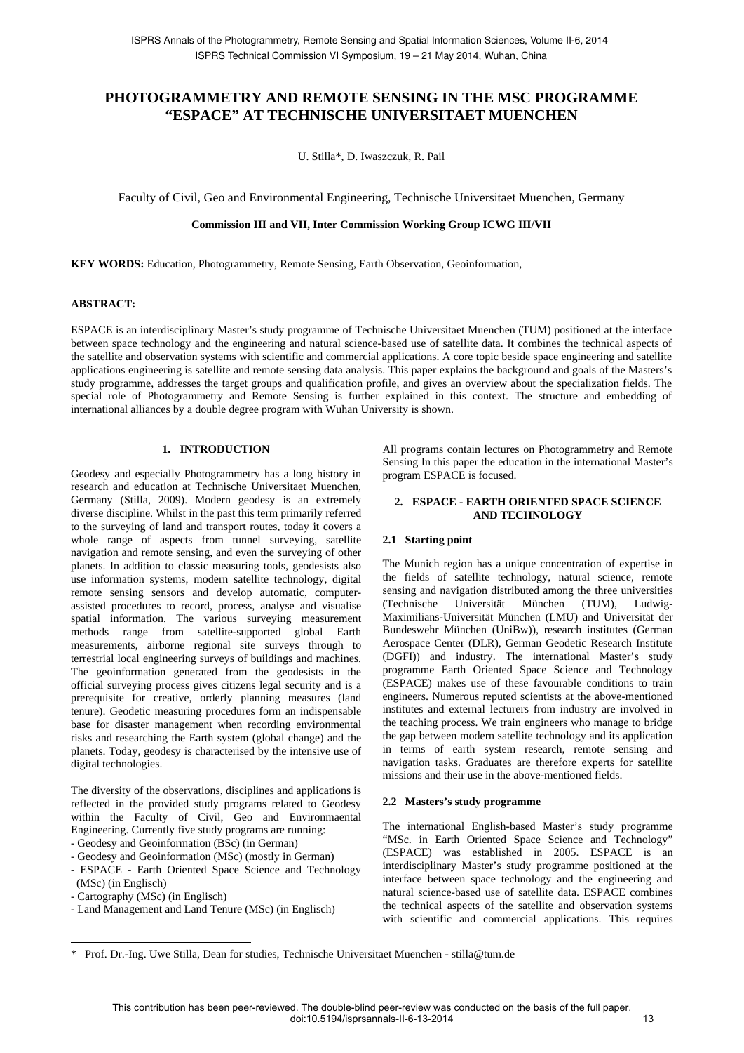# PHOTOGRAMMETRY AND REMOTE SENSING IN THE MSC PROGRAMME "ESPACE" AT TECHNISCHE UNIVERSITAET MUENCHEN

U. Stilla*, D. Iwaszczuk, R. Pail

Faculty of Civil, Geo and Environmental Engineering, Technische Universitaet Muenchen, Germany

**Commission III and VII, Inter Commission Working Group ICWG III/VII**

**KEY WORDS:** Education, Photogrammetry, Remote Sensing, Earth Observation, Geoinformation,

## ABSTRACT:

ESPACE is an interdisciplinary Master's study programme of Technische Universitaet Muenchen (TUM) positioned at the interface between space technology and the engineering and natural science-based use of satellite data. It combines the technical aspects of the satellite and observation systems with scientific and commercial applications. A core topic beside space engineering and satellite applications engineering is satellite and remote sensing data analysis. This paper explains the background and goals of the Masters's study programme, addresses the target groups and qualification profile, and gives an overview about the specialization fields. The special role of Photogrammetry and Remote Sensing is further explained in this context. The structure and embedding of international alliances by a double degree program with Wuhan University is shown.

## 1. INTRODUCTION

Geodesy and especially Photogrammetry has a long history in research and education at Technische Universitaet Muenchen, Germany (Stilla, 2009). Modern geodesy is an extremely diverse discipline. Whilst in the past this term primarily referred to the surveying of land and transport routes, today it covers a whole range of aspects from tunnel surveying, satellite navigation and remote sensing, and even the surveying of other planets. In addition to classic measuring tools, geodesists also use information systems, modern satellite technology, digital remote sensing sensors and develop automatic, computer-assisted procedures to record, process, analyse and visualise spatial information. The various surveying measurement methods range from satellite-supported global Earth measurements, airborne regional site surveys through to terrestrial local engineering surveys of buildings and machines. The geoinformation generated from the geodesists in the official surveying process gives citizens legal security and is a prerequisite for creative, orderly planning measures (land tenure). Geodetic measuring procedures form an indispensable base for disaster management when recording environmental risks and researching the Earth system (global change) and the planets. Today, geodesy is characterised by the intensive use of digital technologies.

The diversity of the observations, disciplines and applications is reflected in the provided study programs related to Geodesy within the Faculty of Civil, Geo and Environmaental Engineering. Currently five study programs are running:

- Geodesy and Geoinformation (BSc) (in German)
- Geodesy and Geoinformation (MSc) (mostly in German)
- ESPACE - Earth Oriented Space Science and Technology (MSc) (in Englisch)
- Cartography (MSc) (in Englisch)
- Land Management and Land Tenure (MSc) (in Englisch)

All programs contain lectures on Photogrammetry and Remote Sensing In this paper the education in the international Master's program ESPACE is focused.

## 2. ESPACE - EARTH ORIENTED SPACE SCIENCE AND TECHNOLOGY

### 2.1 Starting point

The Munich region has a unique concentration of expertise in the fields of satellite technology, natural science, remote sensing and navigation distributed among the three universities (Technische Universität München (TUM), Ludwig-Maximilians-Universität München (LMU) and Universität der Bundeswehr München (UniBw)), research institutes (German Aerospace Center (DLR), German Geodetic Research Institute (DGFI)) and industry. The international Master's study programme Earth Oriented Space Science and Technology (ESPACE) makes use of these favourable conditions to train engineers. Numerous reputed scientists at the above-mentioned institutes and external lecturers from industry are involved in the teaching process. We train engineers who manage to bridge the gap between modern satellite technology and its application in terms of earth system research, remote sensing and navigation tasks. Graduates are therefore experts for satellite missions and their use in the above-mentioned fields.

### 2.2 Masters's study programme

The international English-based Master's study programme "MSc. in Earth Oriented Space Science and Technology" (ESPACE) was established in 2005. ESPACE is an interdisciplinary Master's study programme positioned at the interface between space technology and the engineering and natural science-based use of satellite data. ESPACE combines the technical aspects of the satellite and observation systems with scientific and commercial applications. This requires

---

\* Prof. Dr.-Ing. Uwe Stilla, Dean for studies, Technische Universitaet Muenchen - stilla@tum.de

This contribution has been peer-reviewed. The double-blind peer-review was conducted on the basis of the full paper.
doi:10.5194/isprsannals-II-6-13-2014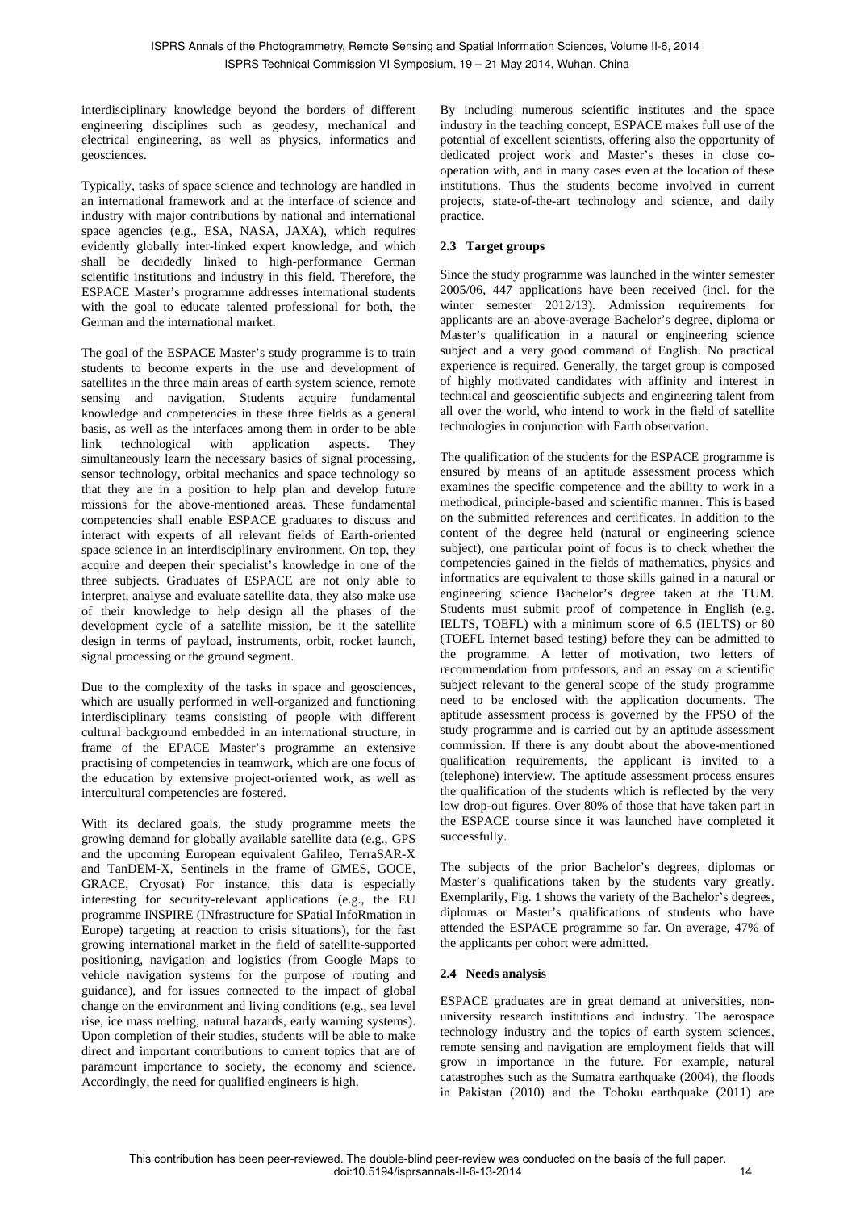interdisciplinary knowledge beyond the borders of different engineering disciplines such as geodesy, mechanical and electrical engineering, as well as physics, informatics and geosciences.

Typically, tasks of space science and technology are handled in an international framework and at the interface of science and industry with major contributions by national and international space agencies (e.g., ESA, NASA, JAXA), which requires evidently globally inter-linked expert knowledge, and which shall be decidedly linked to high-performance German scientific institutions and industry in this field. Therefore, the ESPACE Master's programme addresses international students with the goal to educate talented professional for both, the German and the international market.

The goal of the ESPACE Master's study programme is to train students to become experts in the use and development of satellites in the three main areas of earth system science, remote sensing and navigation. Students acquire fundamental knowledge and competencies in these three fields as a general basis, as well as the interfaces among them in order to be able link technological with application aspects. They simultaneously learn the necessary basics of signal processing, sensor technology, orbital mechanics and space technology so that they are in a position to help plan and develop future missions for the above-mentioned areas. These fundamental competencies shall enable ESPACE graduates to discuss and interact with experts of all relevant fields of Earth-oriented space science in an interdisciplinary environment. On top, they acquire and deepen their specialist's knowledge in one of the three subjects. Graduates of ESPACE are not only able to interpret, analyse and evaluate satellite data, they also make use of their knowledge to help design all the phases of the development cycle of a satellite mission, be it the satellite design in terms of payload, instruments, orbit, rocket launch, signal processing or the ground segment.

Due to the complexity of the tasks in space and geosciences, which are usually performed in well-organized and functioning interdisciplinary teams consisting of people with different cultural background embedded in an international structure, in frame of the EPACE Master's programme an extensive practising of competencies in teamwork, which are one focus of the education by extensive project-oriented work, as well as intercultural competencies are fostered.

With its declared goals, the study programme meets the growing demand for globally available satellite data (e.g., GPS and the upcoming European equivalent Galileo, TerraSAR-X and TanDEM-X, Sentinels in the frame of GMES, GOCE, GRACE, Cryosat) For instance, this data is especially interesting for security-relevant applications (e.g., the EU programme INSPIRE (INfrastructure for SPatial InfoRmation in Europe) targeting at reaction to crisis situations), for the fast growing international market in the field of satellite-supported positioning, navigation and logistics (from Google Maps to vehicle navigation systems for the purpose of routing and guidance), and for issues connected to the impact of global change on the environment and living conditions (e.g., sea level rise, ice mass melting, natural hazards, early warning systems). Upon completion of their studies, students will be able to make direct and important contributions to current topics that are of paramount importance to society, the economy and science. Accordingly, the need for qualified engineers is high.

By including numerous scientific institutes and the space industry in the teaching concept, ESPACE makes full use of the potential of excellent scientists, offering also the opportunity of dedicated project work and Master's theses in close co-operation with, and in many cases even at the location of these institutions. Thus the students become involved in current projects, state-of-the-art technology and science, and daily practice.

### 2.3 Target groups

Since the study programme was launched in the winter semester 2005/06, 447 applications have been received (incl. for the winter semester 2012/13). Admission requirements for applicants are an above-average Bachelor's degree, diploma or Master's qualification in a natural or engineering science subject and a very good command of English. No practical experience is required. Generally, the target group is composed of highly motivated candidates with affinity and interest in technical and geoscientific subjects and engineering talent from all over the world, who intend to work in the field of satellite technologies in conjunction with Earth observation.

The qualification of the students for the ESPACE programme is ensured by means of an aptitude assessment process which examines the specific competence and the ability to work in a methodical, principle-based and scientific manner. This is based on the submitted references and certificates. In addition to the content of the degree held (natural or engineering science subject), one particular point of focus is to check whether the competencies gained in the fields of mathematics, physics and informatics are equivalent to those skills gained in a natural or engineering science Bachelor's degree taken at the TUM. Students must submit proof of competence in English (e.g. IELTS, TOEFL) with a minimum score of 6.5 (IELTS) or 80 (TOEFL Internet based testing) before they can be admitted to the programme. A letter of motivation, two letters of recommendation from professors, and an essay on a scientific subject relevant to the general scope of the study programme need to be enclosed with the application documents. The aptitude assessment process is governed by the FPSO of the study programme and is carried out by an aptitude assessment commission. If there is any doubt about the above-mentioned qualification requirements, the applicant is invited to a (telephone) interview. The aptitude assessment process ensures the qualification of the students which is reflected by the very low drop-out figures. Over 80% of those that have taken part in the ESPACE course since it was launched have completed it successfully.

The subjects of the prior Bachelor's degrees, diplomas or Master's qualifications taken by the students vary greatly. Exemplarily, Fig. 1 shows the variety of the Bachelor's degrees, diplomas or Master's qualifications of students who have attended the ESPACE programme so far. On average, 47% of the applicants per cohort were admitted.

### 2.4 Needs analysis

ESPACE graduates are in great demand at universities, non-university research institutions and industry. The aerospace technology industry and the topics of earth system sciences, remote sensing and navigation are employment fields that will grow in importance in the future. For example, natural catastrophes such as the Sumatra earthquake (2004), the floods in Pakistan (2010) and the Tohoku earthquake (2011) are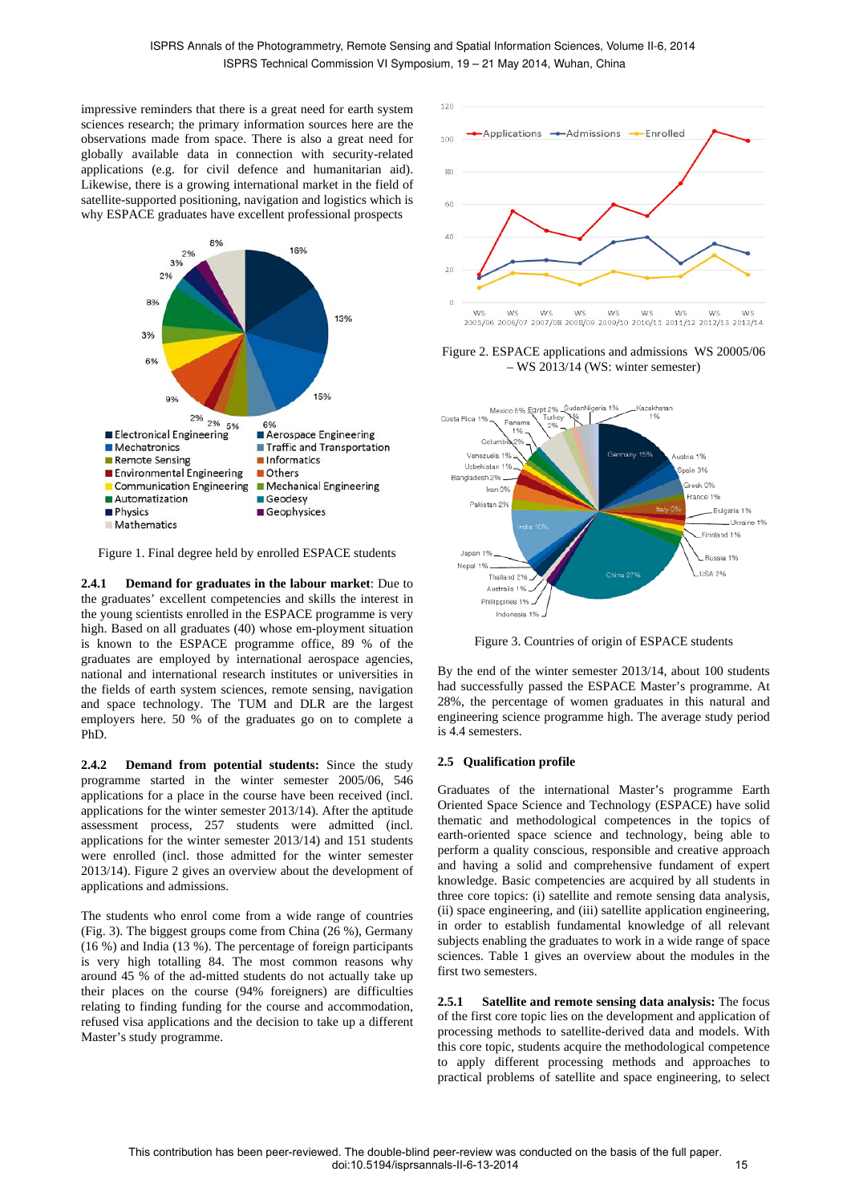impressive reminders that there is a great need for earth system sciences research; the primary information sources here are the observations made from space. There is also a great need for globally available data in connection with security-related applications (e.g. for civil defence and humanitarian aid). Likewise, there is a growing international market in the field of satellite-supported positioning, navigation and logistics which is why ESPACE graduates have excellent professional prospects

Figure 1. Final degree held by enrolled ESPACE students

#### 2.4.1 Demand for graduates in the labour market

**2.4.1 Demand for graduates in the labour market**: Due to the graduates' excellent competencies and skills the interest in the young scientists enrolled in the ESPACE programme is very high. Based on all graduates (40) whose em-ployment situation is known to the ESPACE programme office, 89 % of the graduates are employed by international aerospace agencies, national and international research institutes or universities in the fields of earth system sciences, remote sensing, navigation and space technology. The TUM and DLR are the largest employers here. 50 % of the graduates go on to complete a PhD.

**2.4.2 Demand from potential students:** Since the study programme started in the winter semester 2005/06, 546 applications for a place in the course have been received (incl. applications for the winter semester 2013/14). After the aptitude assessment process, 257 students were admitted (incl. applications for the winter semester 2013/14) and 151 students were enrolled (incl. those admitted for the winter semester 2013/14). Figure 2 gives an overview about the development of applications and admissions.

The students who enrol come from a wide range of countries (Fig. 3). The biggest groups come from China (26 %), Germany (16 %) and India (13 %). The percentage of foreign participants is very high totalling 84. The most common reasons why around 45 % of the ad-mitted students do not actually take up their places on the course (94% foreigners) are difficulties relating to finding funding for the course and accommodation, refused visa applications and the decision to take up a different Master's study programme.

Figure 2. ESPACE applications and admissions WS 20005/06 – WS 2013/14 (WS: winter semester)

Figure 3. Countries of origin of ESPACE students

By the end of the winter semester 2013/14, about 100 students had successfully passed the ESPACE Master's programme. At 28%, the percentage of women graduates in this natural and engineering science programme high. The average study period is 4.4 semesters.

### 2.5 Qualification profile

Graduates of the international Master's programme Earth Oriented Space Science and Technology (ESPACE) have solid thematic and methodological competences in the topics of earth-oriented space science and technology, being able to perform a quality conscious, responsible and creative approach and having a solid and comprehensive fundament of expert knowledge. Basic competencies are acquired by all students in three core topics: (i) satellite and remote sensing data analysis, (ii) space engineering, and (iii) satellite application engineering, in order to establish fundamental knowledge of all relevant subjects enabling the graduates to work in a wide range of space sciences. Table 1 gives an overview about the modules in the first two semesters.

**2.5.1 Satellite and remote sensing data analysis:** The focus of the first core topic lies on the development and application of processing methods to satellite-derived data and models. With this core topic, students acquire the methodological competence to apply different processing methods and approaches to practical problems of satellite and space engineering, to select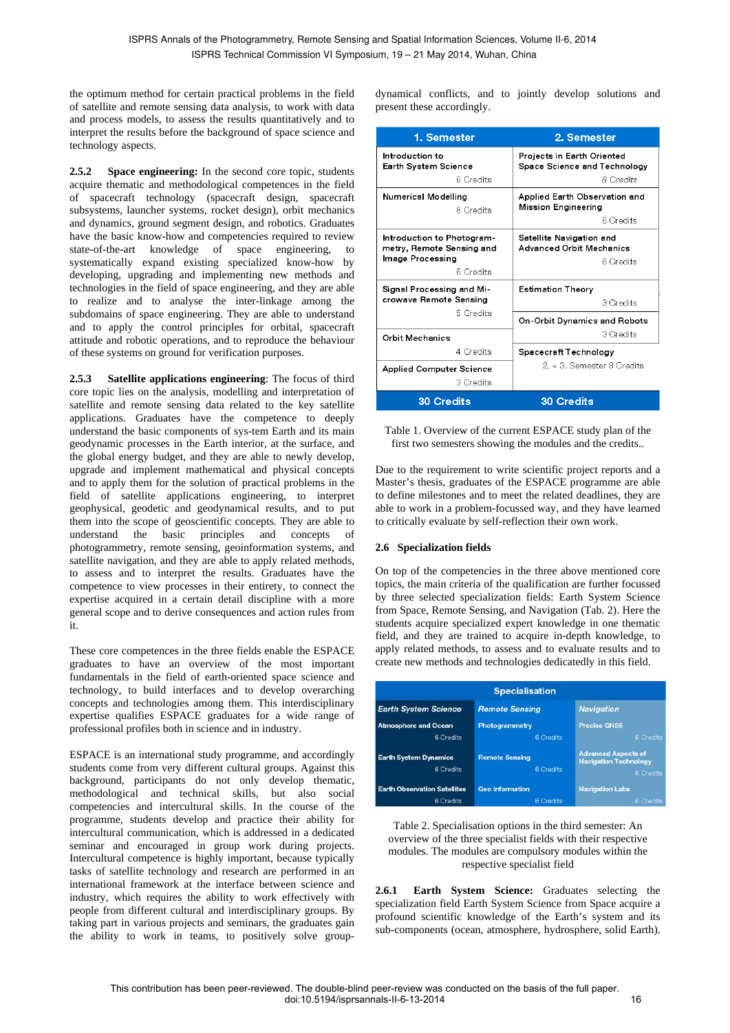the optimum method for certain practical problems in the field of satellite and remote sensing data analysis, to work with data and process models, to assess the results quantitatively and to interpret the results before the background of space science and technology aspects.

**2.5.2 Space engineering:** In the second core topic, students acquire thematic and methodological competences in the field of spacecraft technology (spacecraft design, spacecraft subsystems, launcher systems, rocket design), orbit mechanics and dynamics, ground segment design, and robotics. Graduates have the basic know-how and competencies required to review state-of-the-art knowledge of space engineering, to systematically expand existing specialized know-how by developing, upgrading and implementing new methods and technologies in the field of space engineering, and they are able to realize and to analyse the inter-linkage among the subdomains of space engineering. They are able to understand and to apply the control principles for orbital, spacecraft attitude and robotic operations, and to reproduce the behaviour of these systems on ground for verification purposes.

**2.5.3 Satellite applications engineering**: The focus of third core topic lies on the analysis, modelling and interpretation of satellite and remote sensing data related to the key satellite applications. Graduates have the competence to deeply understand the basic components of sys-tem Earth and its main geodynamic processes in the Earth interior, at the surface, and the global energy budget, and they are able to newly develop, upgrade and implement mathematical and physical concepts and to apply them for the solution of practical problems in the field of satellite applications engineering, to interpret geophysical, geodetic and geodynamical results, and to put them into the scope of geoscientific concepts. They are able to understand the basic principles and concepts of photogrammetry, remote sensing, geoinformation systems, and satellite navigation, and they are able to apply related methods, to assess and to interpret the results. Graduates have the competence to view processes in their entirety, to connect the expertise acquired in a certain detail discipline with a more general scope and to derive consequences and action rules from it.

These core competences in the three fields enable the ESPACE graduates to have an overview of the most important fundamentals in the field of earth-oriented space science and technology, to build interfaces and to develop overarching concepts and technologies among them. This interdisciplinary expertise qualifies ESPACE graduates for a wide range of professional profiles both in science and in industry.

ESPACE is an international study programme, and accordingly students come from very different cultural groups. Against this background, participants do not only develop thematic, methodological and technical skills, but also social competencies and intercultural skills. In the course of the programme, students develop and practice their ability for intercultural communication, which is addressed in a dedicated seminar and encouraged in group work during projects. Intercultural competence is highly important, because typically tasks of satellite technology and research are performed in an international framework at the interface between science and industry, which requires the ability to work effectively with people from different cultural and interdisciplinary groups. By taking part in various projects and seminars, the graduates gain the ability to work in teams, to positively solve group-dynamical conflicts, and to jointly develop solutions and present these accordingly.

| 1. Semester | 2. Semester |
|---|---|
| Introduction to Earth System Science — 6 Credits | Projects in Earth Oriented Space Science and Technology — 8 Credits |
| Numerical Modelling — 6 Credits | Applied Earth Observation and Mission Engineering — 6 Credits |
| Introduction to Photogrammetry, Remote Sensing and Image Processing — 6 Credits | Satellite Navigation and Advanced Orbit Mechanics — 6 Credits |
| Signal Processing and Microwave Remote Sensing — 5 Credits | Estimation Theory — 3 Credits |
| | On-Orbit Dynamics and Robots — 3 Credits |
| Orbit Mechanics — 4 Credits | Spacecraft Technology — 2. + 3. Semester 8 Credits |
| Applied Computer Science — 3 Credits | |
| 30 Credits | 30 Credits |

Table 1. Overview of the current ESPACE study plan of the first two semesters showing the modules and the credits..

Due to the requirement to write scientific project reports and a Master's thesis, graduates of the ESPACE programme are able to define milestones and to meet the related deadlines, they are able to work in a problem-focussed way, and they have learned to critically evaluate by self-reflection their own work.

## 2.6 Specialization fields

On top of the competencies in the three above mentioned core topics, the main criteria of the qualification are further focussed by three selected specialization fields: Earth System Science from Space, Remote Sensing, and Navigation (Tab. 2). Here the students acquire specialized expert knowledge in one thematic field, and they are trained to acquire in-depth knowledge, to apply related methods, to assess and to evaluate results and to create new methods and technologies dedicatedly in this field.

| Specialisation | | |
|---|---|---|
| *Earth System Science* | *Remote Sensing* | *Navigation* |
| Atmosphere and Ocean — 6 Credits | Photogrammetry — 6 Credits | Precise GNSS — 6 Credits |
| Earth System Dynamics — 6 Credits | Remote Sensing — 6 Credits | Advanced Aspects of Navigation Technology — 6 Credits |
| Earth Observation Satellites — 6 Credits | Geo Information — 6 Credits | Navigation Labs — 6 Credits |

Table 2. Specialisation options in the third semester: An overview of the three specialist fields with their respective modules. The modules are compulsory modules within the respective specialist field

**2.6.1 Earth System Science:** Graduates selecting the specialization field Earth System Science from Space acquire a profound scientific knowledge of the Earth's system and its sub-components (ocean, atmosphere, hydrosphere, solid Earth).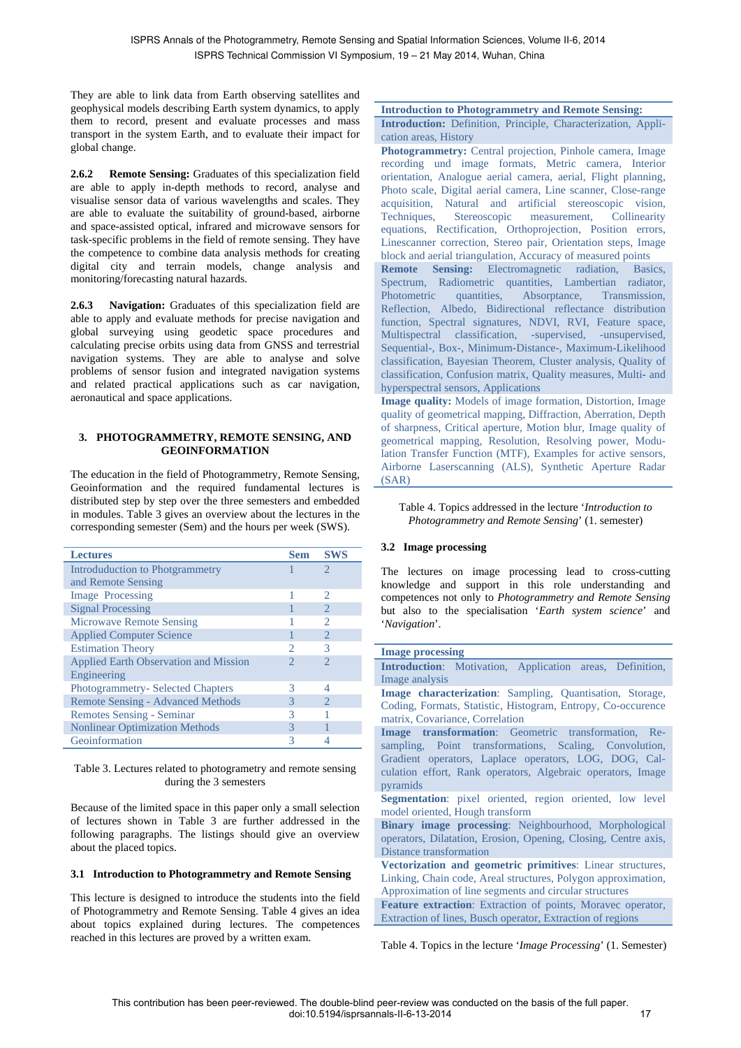They are able to link data from Earth observing satellites and geophysical models describing Earth system dynamics, to apply them to record, present and evaluate processes and mass transport in the system Earth, and to evaluate their impact for global change.

**2.6.2 Remote Sensing:** Graduates of this specialization field are able to apply in-depth methods to record, analyse and visualise sensor data of various wavelengths and scales. They are able to evaluate the suitability of ground-based, airborne and space-assisted optical, infrared and microwave sensors for task-specific problems in the field of remote sensing. They have the competence to combine data analysis methods for creating digital city and terrain models, change analysis and monitoring/forecasting natural hazards.

**2.6.3 Navigation:** Graduates of this specialization field are able to apply and evaluate methods for precise navigation and global surveying using geodetic space procedures and calculating precise orbits using data from GNSS and terrestrial navigation systems. They are able to analyse and solve problems of sensor fusion and integrated navigation systems and related practical applications such as car navigation, aeronautical and space applications.

## 3. PHOTOGRAMMETRY, REMOTE SENSING, AND GEOINFORMATION

The education in the field of Photogrammetry, Remote Sensing, Geoinformation and the required fundamental lectures is distributed step by step over the three semesters and embedded in modules. Table 3 gives an overview about the lectures in the corresponding semester (Sem) and the hours per week (SWS).

| Lectures | Sem | SWS |
|---|---|---|
| Introduduction to Photgrammetry and Remote Sensing | 1 | 2 |
| Image Processing | 1 | 2 |
| Signal Processing | 1 | 2 |
| Microwave Remote Sensing | 1 | 2 |
| Applied Computer Science | 1 | 2 |
| Estimation Theory | 2 | 3 |
| Applied Earth Observation and Mission Engineering | 2 | 2 |
| Photogrammetry- Selected Chapters | 3 | 4 |
| Remote Sensing - Advanced Methods | 3 | 2 |
| Remotes Sensing - Seminar | 3 | 1 |
| Nonlinear Optimization Methods | 3 | 1 |
| Geoinformation | 3 | 4 |

Table 3. Lectures related to photogrametry and remote sensing during the 3 semesters

Because of the limited space in this paper only a small selection of lectures shown in Table 3 are further addressed in the following paragraphs. The listings should give an overview about the placed topics.

### 3.1 Introduction to Photogrammetry and Remote Sensing

This lecture is designed to introduce the students into the field of Photogrammetry and Remote Sensing. Table 4 gives an idea about topics explained during lectures. The competences reached in this lectures are proved by a written exam.

| Introduction to Photogrammetry and Remote Sensing: |
|---|
| **Introduction:** Definition, Principle, Characterization, Application areas, History |
| **Photogrammetry:** Central projection, Pinhole camera, Image recording und image formats, Metric camera, Interior orientation, Analogue aerial camera, aerial, Flight planning, Photo scale, Digital aerial camera, Line scanner, Close-range acquisition, Natural and artificial stereoscopic vision, Techniques, Stereoscopic measurement, Collinearity equations, Rectification, Orthoprojection, Position errors, Linescanner correction, Stereo pair, Orientation steps, Image block and aerial triangulation, Accuracy of measured points |
| **Remote Sensing:** Electromagnetic radiation, Basics, Spectrum, Radiometric quantities, Lambertian radiator, Photometric quantities, Absorptance, Transmission, Reflection, Albedo, Bidirectional reflectance distribution function, Spectral signatures, NDVI, RVI, Feature space, Multispectral classification, -supervised, -unsupervised, Sequential-, Box-, Minimum-Distance-, Maximum-Likelihood classification, Bayesian Theorem, Cluster analysis, Quality of classification, Confusion matrix, Quality measures, Multi- and hyperspectral sensors, Applications |
| **Image quality:** Models of image formation, Distortion, Image quality of geometrical mapping, Diffraction, Aberration, Depth of sharpness, Critical aperture, Motion blur, Image quality of geometrical mapping, Resolution, Resolving power, Modulation Transfer Function (MTF), Examples for active sensors, Airborne Laserscanning (ALS), Synthetic Aperture Radar (SAR) |

Table 4. Topics addressed in the lecture '*Introduction to Photogrammetry and Remote Sensing*' (1. semester)

### 3.2 Image processing

The lectures on image processing lead to cross-cutting knowledge and support in this role understanding and competences not only to *Photogrammetry and Remote Sensing* but also to the specialisation '*Earth system science*' and '*Navigation*'.

| Image processing |
|---|
| **Introduction**: Motivation, Application areas, Definition, Image analysis |
| **Image characterization**: Sampling, Quantisation, Storage, Coding, Formats, Statistic, Histogram, Entropy, Co-occurence matrix, Covariance, Correlation |
| **Image transformation**: Geometric transformation, Re-sampling, Point transformations, Scaling, Convolution, Gradient operators, Laplace operators, LOG, DOG, Calculation effort, Rank operators, Algebraic operators, Image pyramids |
| **Segmentation**: pixel oriented, region oriented, low level model oriented, Hough transform |
| **Binary image processing**: Neighbourhood, Morphological operators, Dilatation, Erosion, Opening, Closing, Centre axis, Distance transformation |
| **Vectorization and geometric primitives**: Linear structures, Linking, Chain code, Areal structures, Polygon approximation, Approximation of line segments and circular structures |
| **Feature extraction**: Extraction of points, Moravec operator, Extraction of lines, Busch operator, Extraction of regions |

Table 4. Topics in the lecture '*Image Processing*' (1. Semester)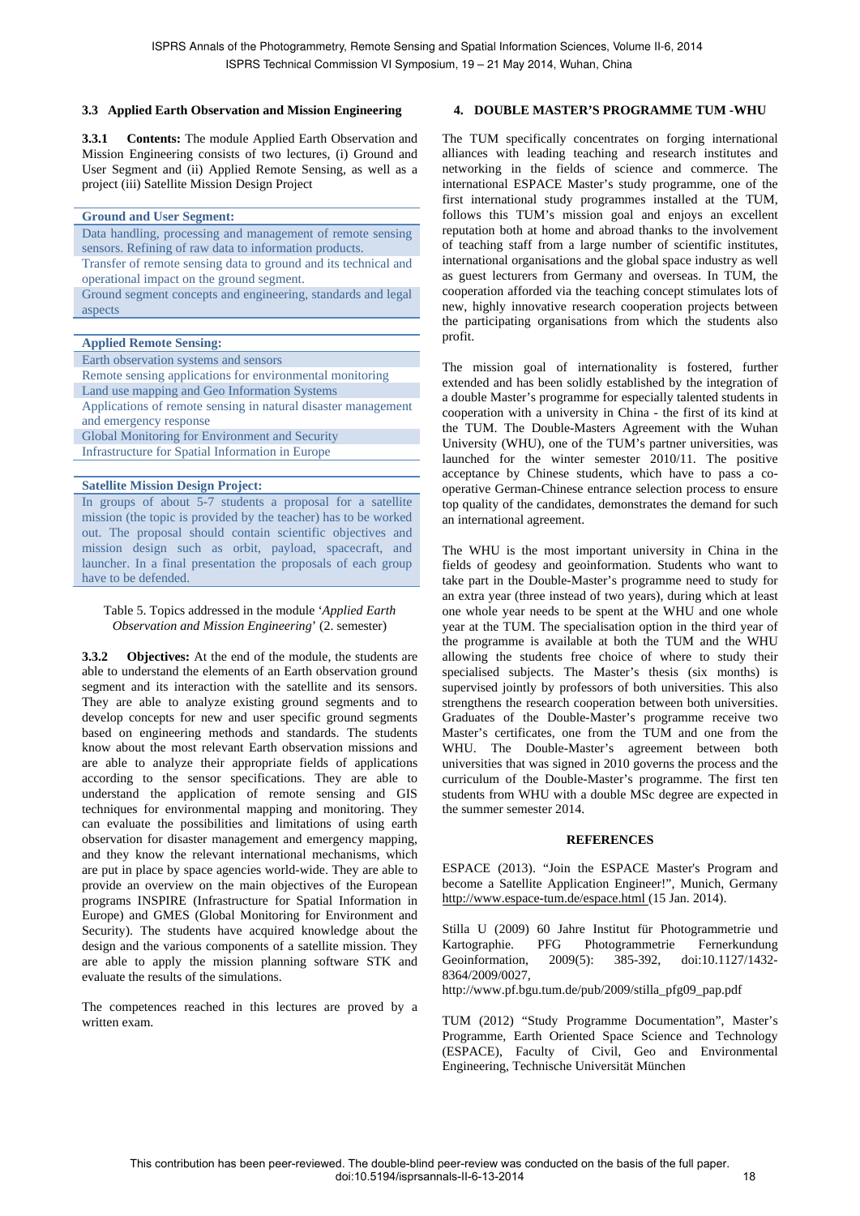### 3.3 Applied Earth Observation and Mission Engineering

**3.3.1 Contents:** The module Applied Earth Observation and Mission Engineering consists of two lectures, (i) Ground and User Segment and (ii) Applied Remote Sensing, as well as a project (iii) Satellite Mission Design Project

| **Ground and User Segment:** |
| --- |
| Data handling, processing and management of remote sensing sensors. Refining of raw data to information products. |
| Transfer of remote sensing data to ground and its technical and operational impact on the ground segment. |
| Ground segment concepts and engineering, standards and legal aspects |

| **Applied Remote Sensing:** |
| --- |
| Earth observation systems and sensors |
| Remote sensing applications for environmental monitoring |
| Land use mapping and Geo Information Systems |
| Applications of remote sensing in natural disaster management and emergency response |
| Global Monitoring for Environment and Security |
| Infrastructure for Spatial Information in Europe |

| **Satellite Mission Design Project:** |
| --- |
| In groups of about 5-7 students a proposal for a satellite mission (the topic is provided by the teacher) has to be worked out. The proposal should contain scientific objectives and mission design such as orbit, payload, spacecraft, and launcher. In a final presentation the proposals of each group have to be defended. |

Table 5. Topics addressed in the module '*Applied Earth Observation and Mission Engineering*' (2. semester)

**3.3.2 Objectives:** At the end of the module, the students are able to understand the elements of an Earth observation ground segment and its interaction with the satellite and its sensors. They are able to analyze existing ground segments and to develop concepts for new and user specific ground segments based on engineering methods and standards. The students know about the most relevant Earth observation missions and are able to analyze their appropriate fields of applications according to the sensor specifications. They are able to understand the application of remote sensing and GIS techniques for environmental mapping and monitoring. They can evaluate the possibilities and limitations of using earth observation for disaster management and emergency mapping, and they know the relevant international mechanisms, which are put in place by space agencies world-wide. They are able to provide an overview on the main objectives of the European programs INSPIRE (Infrastructure for Spatial Information in Europe) and GMES (Global Monitoring for Environment and Security). The students have acquired knowledge about the design and the various components of a satellite mission. They are able to apply the mission planning software STK and evaluate the results of the simulations.

The competences reached in this lectures are proved by a written exam.

## 4. DOUBLE MASTER'S PROGRAMME TUM -WHU

The TUM specifically concentrates on forging international alliances with leading teaching and research institutes and networking in the fields of science and commerce. The international ESPACE Master's study programme, one of the first international study programmes installed at the TUM, follows this TUM's mission goal and enjoys an excellent reputation both at home and abroad thanks to the involvement of teaching staff from a large number of scientific institutes, international organisations and the global space industry as well as guest lecturers from Germany and overseas. In TUM, the cooperation afforded via the teaching concept stimulates lots of new, highly innovative research cooperation projects between the participating organisations from which the students also profit.

The mission goal of internationality is fostered, further extended and has been solidly established by the integration of a double Master's programme for especially talented students in cooperation with a university in China - the first of its kind at the TUM. The Double-Masters Agreement with the Wuhan University (WHU), one of the TUM's partner universities, was launched for the winter semester 2010/11. The positive acceptance by Chinese students, which have to pass a co-operative German-Chinese entrance selection process to ensure top quality of the candidates, demonstrates the demand for such an international agreement.

The WHU is the most important university in China in the fields of geodesy and geoinformation. Students who want to take part in the Double-Master's programme need to study for an extra year (three instead of two years), during which at least one whole year needs to be spent at the WHU and one whole year at the TUM. The specialisation option in the third year of the programme is available at both the TUM and the WHU allowing the students free choice of where to study their specialised subjects. The Master's thesis (six months) is supervised jointly by professors of both universities. This also strengthens the research cooperation between both universities. Graduates of the Double-Master's programme receive two Master's certificates, one from the TUM and one from the WHU. The Double-Master's agreement between both universities that was signed in 2010 governs the process and the curriculum of the Double-Master's programme. The first ten students from WHU with a double MSc degree are expected in the summer semester 2014.

## REFERENCES

ESPACE (2013). "Join the ESPACE Master's Program and become a Satellite Application Engineer!", Munich, Germany http://www.espace-tum.de/espace.html (15 Jan. 2014).

Stilla U (2009) 60 Jahre Institut für Photogrammetrie und Kartographie. PFG Photogrammetrie Fernerkundung Geoinformation, 2009(5): 385-392, doi:10.1127/1432-8364/2009/0027, http://www.pf.bgu.tum.de/pub/2009/stilla_pfg09_pap.pdf

TUM (2012) "Study Programme Documentation", Master's Programme, Earth Oriented Space Science and Technology (ESPACE), Faculty of Civil, Geo and Environmental Engineering, Technische Universität München